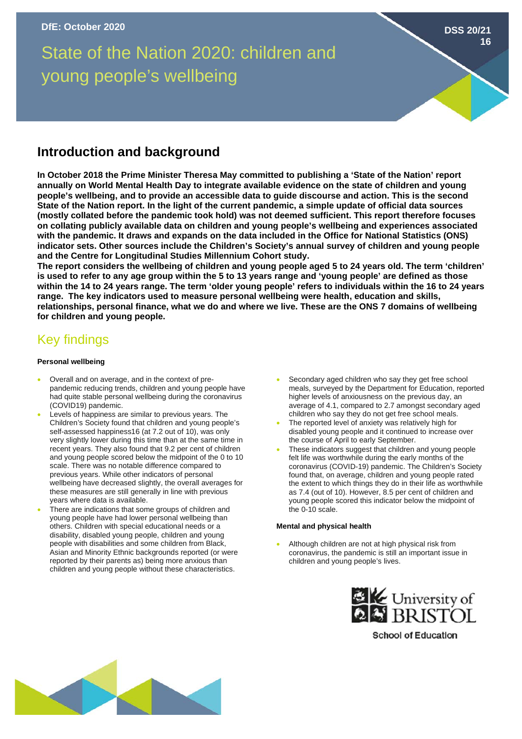DfE: October 2020

DSS 20/21 16

# State of the Nation 2020: children and young people's wellbeing

## Introduction and background

**In October 2018 the Prime Minister Theresa May committed to publishing a 'State of the Nation' report annually on World Mental Health Day to integrate available evidence on the state of children and young people's wellbeing, and to provide an accessible data to guide discourse and action. This is the second State of the Nation report. In the light of the current pandemic, a simple update of official data sources (mostly collated before the pandemic took hold) was not deemed sufficient. This report therefore focuses on collating publicly available data on children and young people's wellbeing and experiences associated with the pandemic. It draws and expands on the data included in the Office for National Statistics (ONS) indicator sets. Other sources include the Children's Society's annual survey of children and young people and the Centre for Longitudinal Studies Millennium Cohort study.**

**The report considers the wellbeing of children and young people aged 5 to 24 years old. The term 'children' is used to refer to any age group within the 5 to 13 years range and 'young people' are defined as those within the 14 to 24 years range. The term 'older young people' refers to individuals within the 16 to 24 years range. The key indicators used to measure personal wellbeing were health, education and skills, relationships, personal finance, what we do and where we live. These are the ONS 7 domains of wellbeing for children and young people.**

## Key findings

### Personal wellbeing

- Overall and on average, and in the context of pre-pandemic reducing trends, children and young people have had quite stable personal wellbeing during the coronavirus (COVID19) pandemic.
- Levels of happiness are similar to previous years. The Children's Society found that children and young people's self-assessed happiness16 (at 7.2 out of 10), was only very slightly lower during this time than at the same time in recent years. They also found that 9.2 per cent of children and young people scored below the midpoint of the 0 to 10 scale. There was no notable difference compared to previous years. While other indicators of personal wellbeing have decreased slightly, the overall averages for these measures are still generally in line with previous years where data is available.
- There are indications that some groups of children and young people have had lower personal wellbeing than others. Children with special educational needs or a disability, disabled young people, children and young people with disabilities and some children from Black, Asian and Minority Ethnic backgrounds reported (or were reported by their parents as) being more anxious than children and young people without these characteristics.
- Secondary aged children who say they get free school meals, surveyed by the Department for Education, reported higher levels of anxiousness on the previous day, an average of 4.1, compared to 2.7 amongst secondary aged children who say they do not get free school meals.
- The reported level of anxiety was relatively high for disabled young people and it continued to increase over the course of April to early September.
- These indicators suggest that children and young people felt life was worthwhile during the early months of the coronavirus (COVID-19) pandemic. The Children's Society found that, on average, children and young people rated the extent to which things they do in their life as worthwhile as 7.4 (out of 10). However, 8.5 per cent of children and young people scored this indicator below the midpoint of the 0-10 scale.

### Mental and physical health

- Although children are not at high physical risk from coronavirus, the pandemic is still an important issue in children and young people's lives.

University of Bristol
School of Education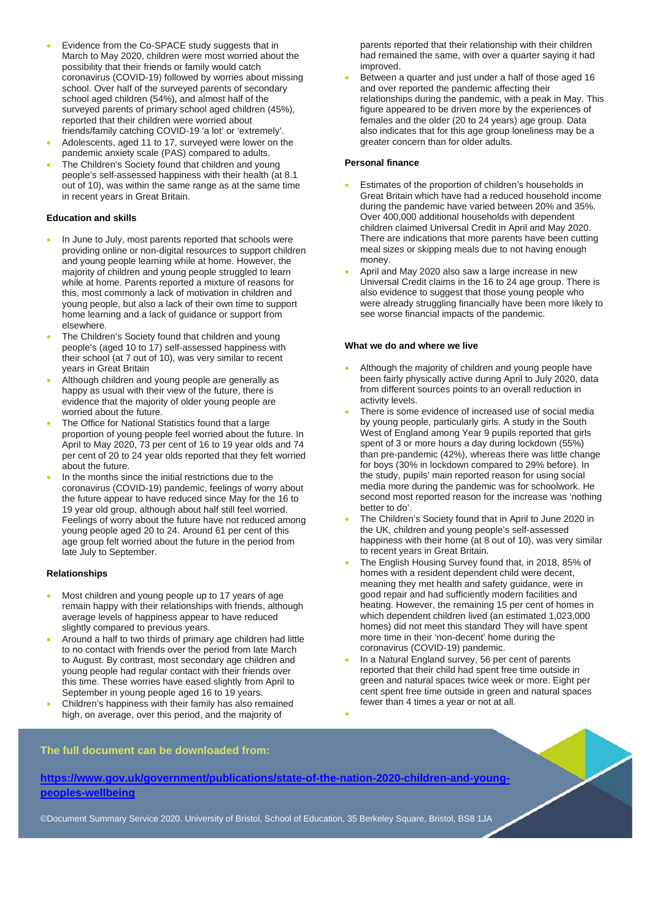- Evidence from the Co-SPACE study suggests that in March to May 2020, children were most worried about the possibility that their friends or family would catch coronavirus (COVID-19) followed by worries about missing school. Over half of the surveyed parents of secondary school aged children (54%), and almost half of the surveyed parents of primary school aged children (45%), reported that their children were worried about friends/family catching COVID-19 'a lot' or 'extremely'.
- Adolescents, aged 11 to 17, surveyed were lower on the pandemic anxiety scale (PAS) compared to adults.
- The Children's Society found that children and young people's self-assessed happiness with their health (at 8.1 out of 10), was within the same range as at the same time in recent years in Great Britain.

**Education and skills**

- In June to July, most parents reported that schools were providing online or non-digital resources to support children and young people learning while at home. However, the majority of children and young people struggled to learn while at home. Parents reported a mixture of reasons for this, most commonly a lack of motivation in children and young people, but also a lack of their own time to support home learning and a lack of guidance or support from elsewhere.
- The Children's Society found that children and young people's (aged 10 to 17) self-assessed happiness with their school (at 7 out of 10), was very similar to recent years in Great Britain
- Although children and young people are generally as happy as usual with their view of the future, there is evidence that the majority of older young people are worried about the future.
- The Office for National Statistics found that a large proportion of young people feel worried about the future. In April to May 2020, 73 per cent of 16 to 19 year olds and 74 per cent of 20 to 24 year olds reported that they felt worried about the future.
- In the months since the initial restrictions due to the coronavirus (COVID-19) pandemic, feelings of worry about the future appear to have reduced since May for the 16 to 19 year old group, although about half still feel worried. Feelings of worry about the future have not reduced among young people aged 20 to 24. Around 61 per cent of this age group felt worried about the future in the period from late July to September.

**Relationships**

- Most children and young people up to 17 years of age remain happy with their relationships with friends, although average levels of happiness appear to have reduced slightly compared to previous years.
- Around a half to two thirds of primary age children had little to no contact with friends over the period from late March to August. By contrast, most secondary age children and young people had regular contact with their friends over this time. These worries have eased slightly from April to September in young people aged 16 to 19 years.
- Children's happiness with their family has also remained high, on average, over this period, and the majority of parents reported that their relationship with their children had remained the same, with over a quarter saying it had improved.
- Between a quarter and just under a half of those aged 16 and over reported the pandemic affecting their relationships during the pandemic, with a peak in May. This figure appeared to be driven more by the experiences of females and the older (20 to 24 years) age group. Data also indicates that for this age group loneliness may be a greater concern than for older adults.

**Personal finance**

- Estimates of the proportion of children's households in Great Britain which have had a reduced household income during the pandemic have varied between 20% and 35%. Over 400,000 additional households with dependent children claimed Universal Credit in April and May 2020. There are indications that more parents have been cutting meal sizes or skipping meals due to not having enough money.
- April and May 2020 also saw a large increase in new Universal Credit claims in the 16 to 24 age group. There is also evidence to suggest that those young people who were already struggling financially have been more likely to see worse financial impacts of the pandemic.

**What we do and where we live**

- Although the majority of children and young people have been fairly physically active during April to July 2020, data from different sources points to an overall reduction in activity levels.
- There is some evidence of increased use of social media by young people, particularly girls. A study in the South West of England among Year 9 pupils reported that girls spent of 3 or more hours a day during lockdown (55%) than pre-pandemic (42%), whereas there was little change for boys (30% in lockdown compared to 29% before). In the study, pupils' main reported reason for using social media more during the pandemic was for schoolwork. He second most reported reason for the increase was 'nothing better to do'.
- The Children's Society found that in April to June 2020 in the UK, children and young people's self-assessed happiness with their home (at 8 out of 10), was very similar to recent years in Great Britain.
- The English Housing Survey found that, in 2018, 85% of homes with a resident dependent child were decent, meaning they met health and safety guidance, were in good repair and had sufficiently modern facilities and heating. However, the remaining 15 per cent of homes in which dependent children lived (an estimated 1,023,000 homes) did not meet this standard They will have spent more time in their 'non-decent' home during the coronavirus (COVID-19) pandemic.
- In a Natural England survey, 56 per cent of parents reported that their child had spent free time outside in green and natural spaces twice week or more. Eight per cent spent free time outside in green and natural spaces fewer than 4 times a year or not at all.

**The full document can be downloaded from:**

https://www.gov.uk/government/publications/state-of-the-nation-2020-children-and-young-peoples-wellbeing

©Document Summary Service 2020. University of Bristol, School of Education, 35 Berkeley Square, Bristol, BS8 1JA